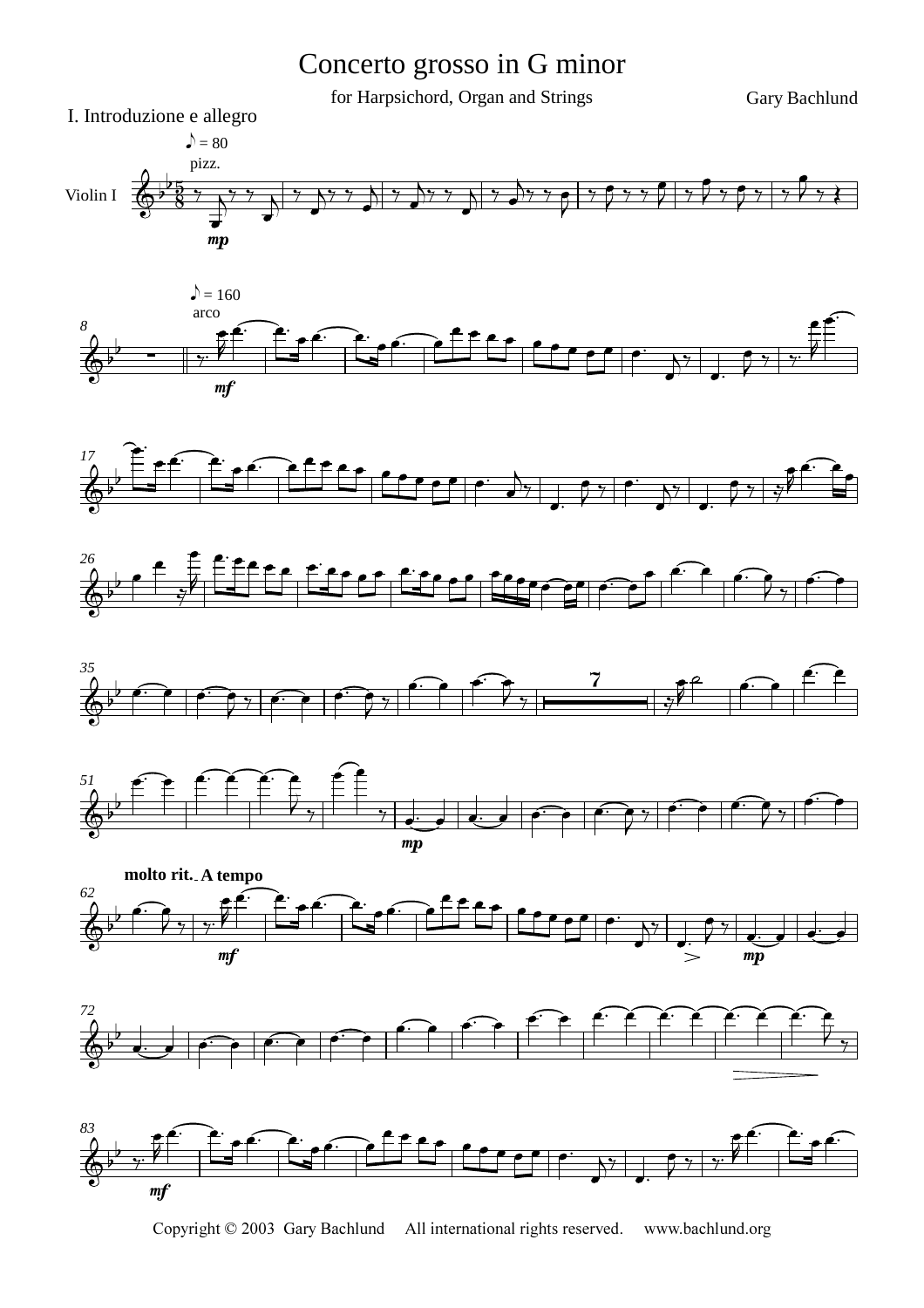# Concerto grosso in G minor

for Harpsichord, Organ and Strings

Gary Bachlund

## I. Introduzione e allegro

Copyright © 2003 Gary Bachlund All international rights reserved. www.bachlund.org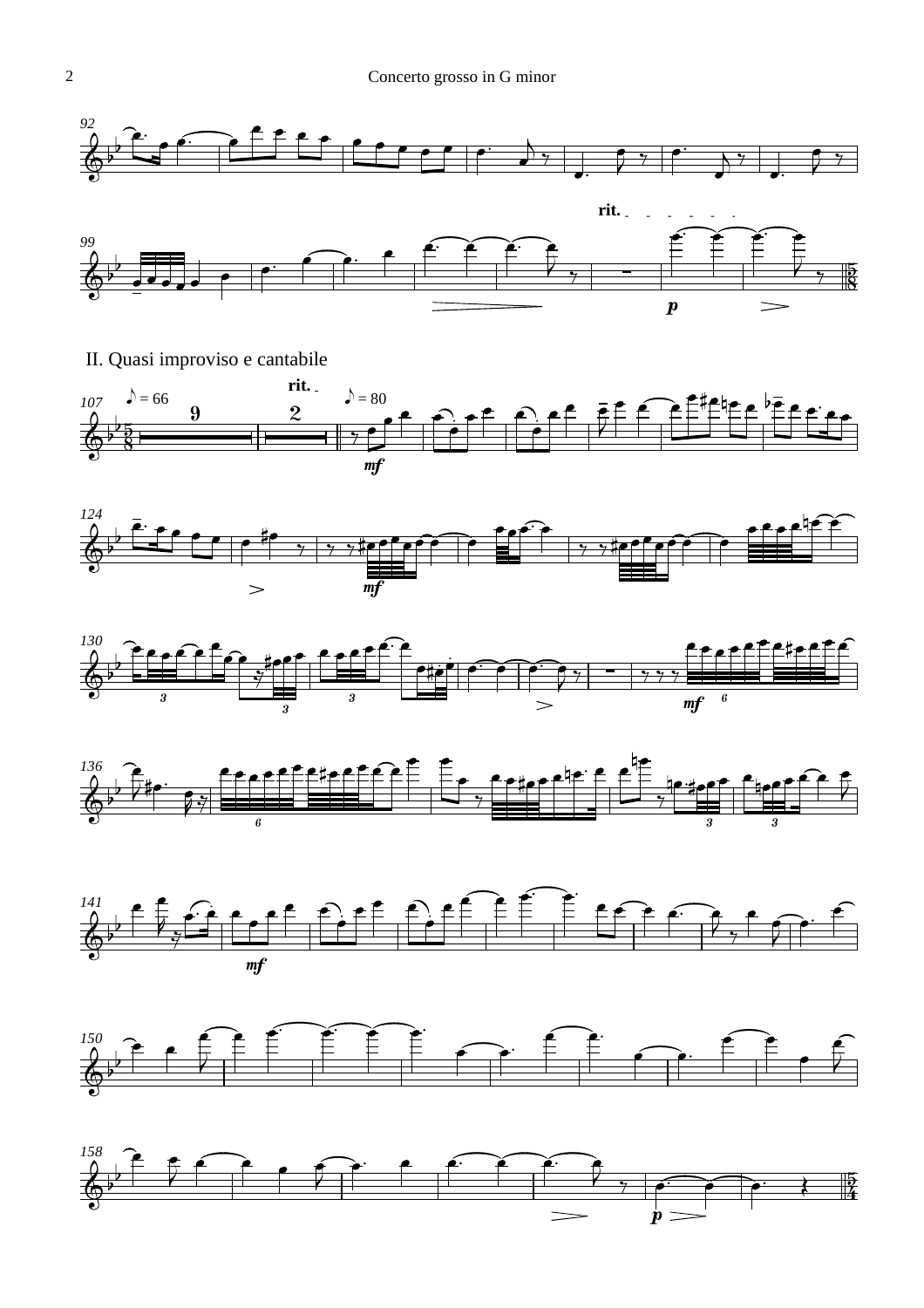## II. Quasi improviso e cantabile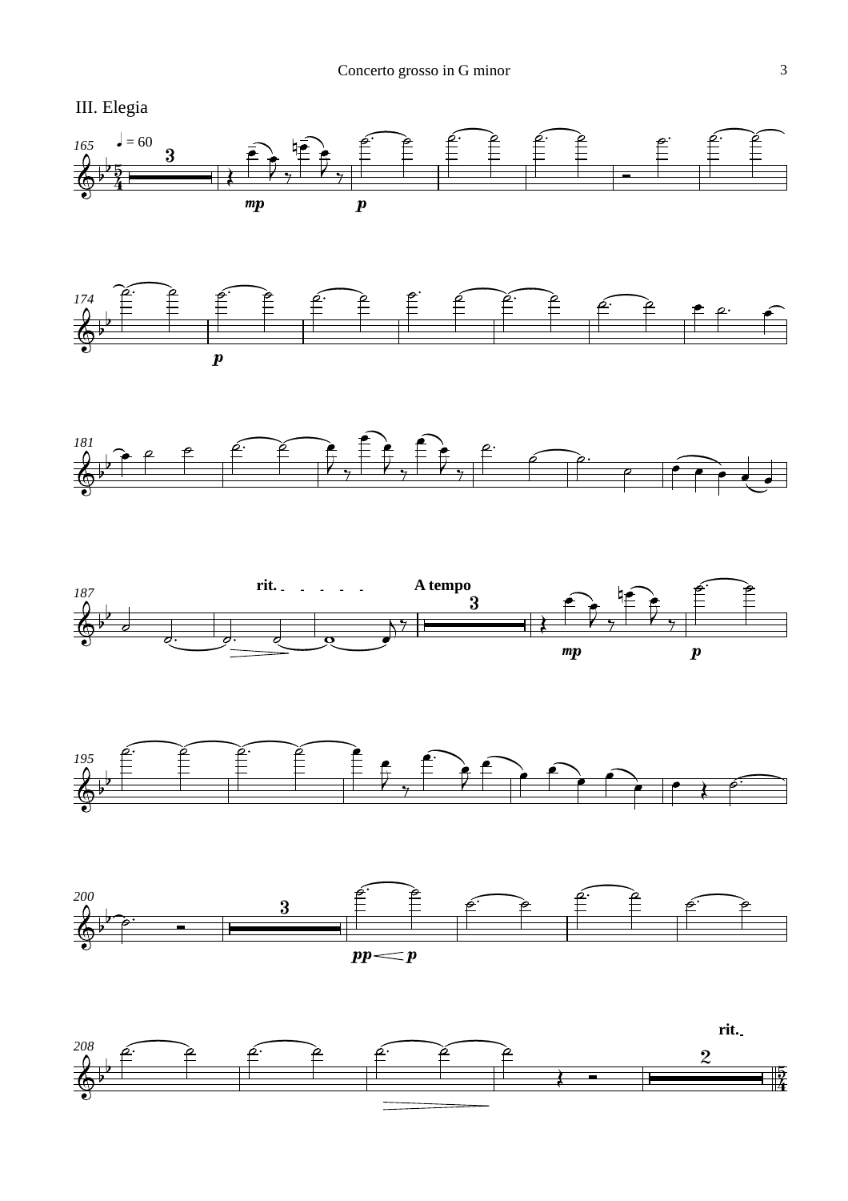### III. Elegia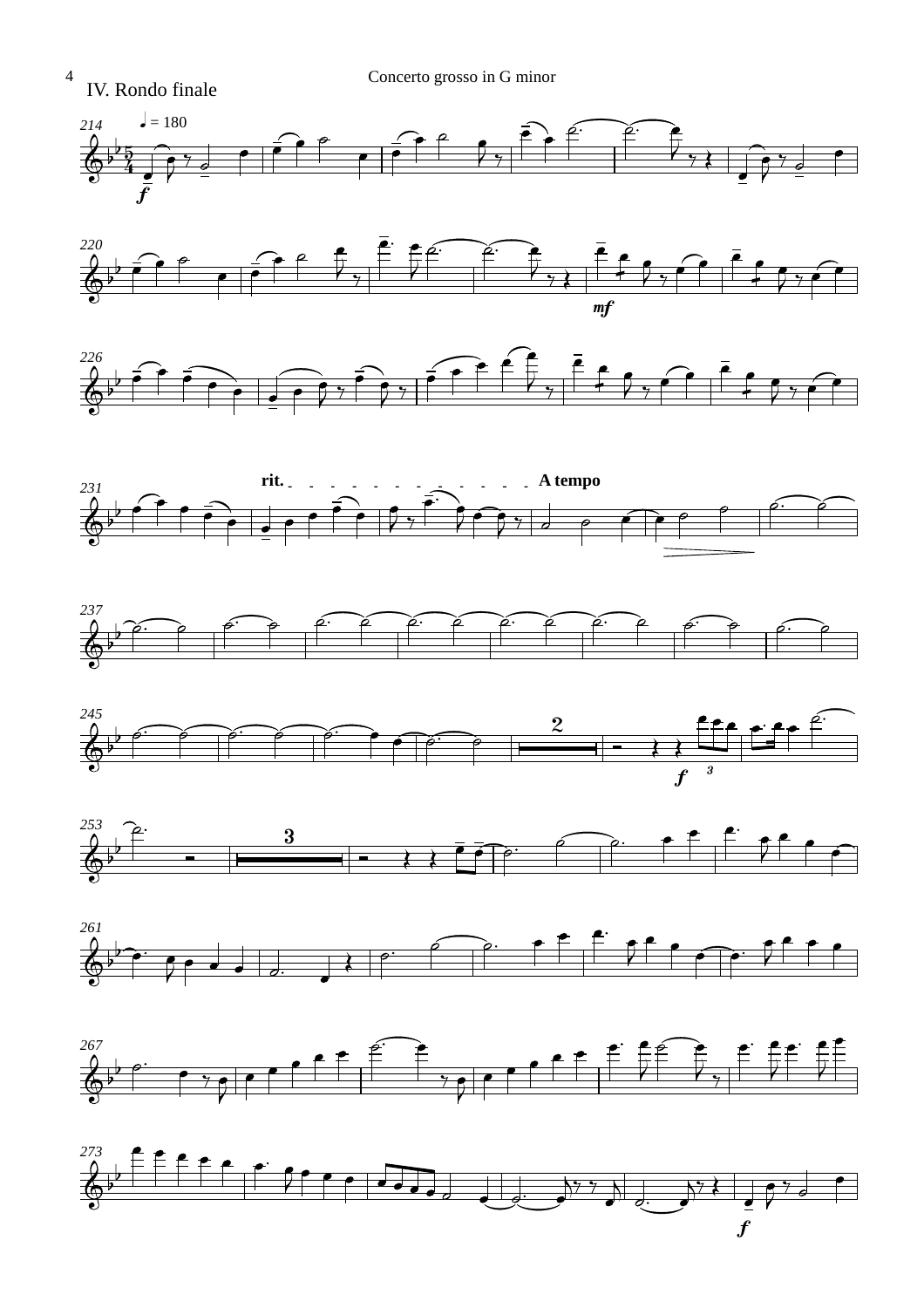## IV. Rondo finale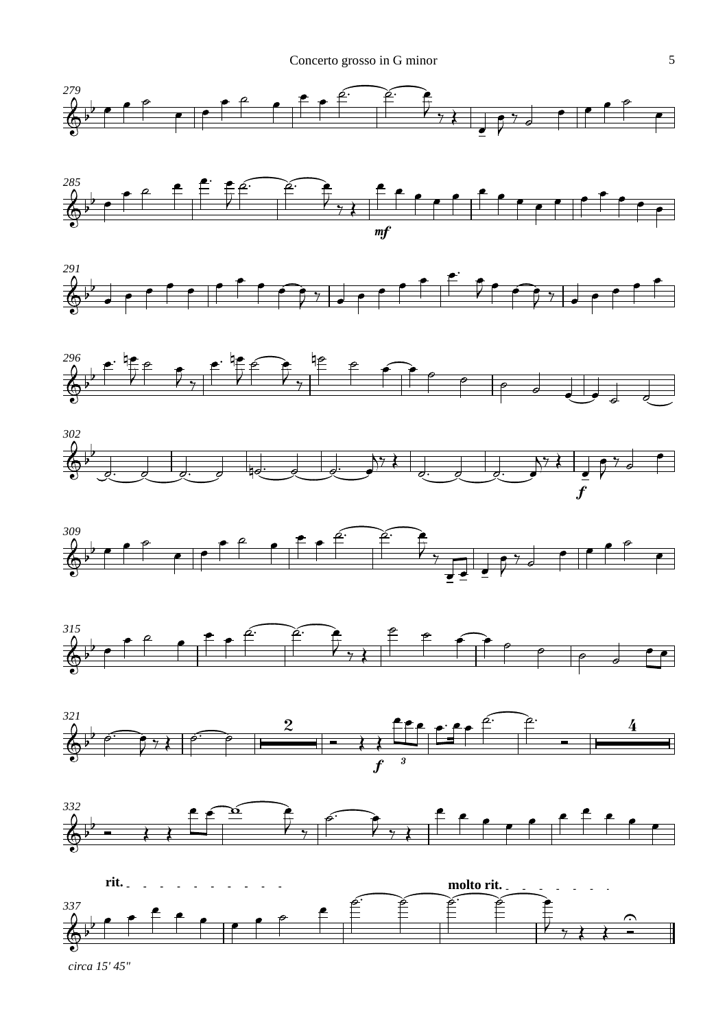circa 15' 45"